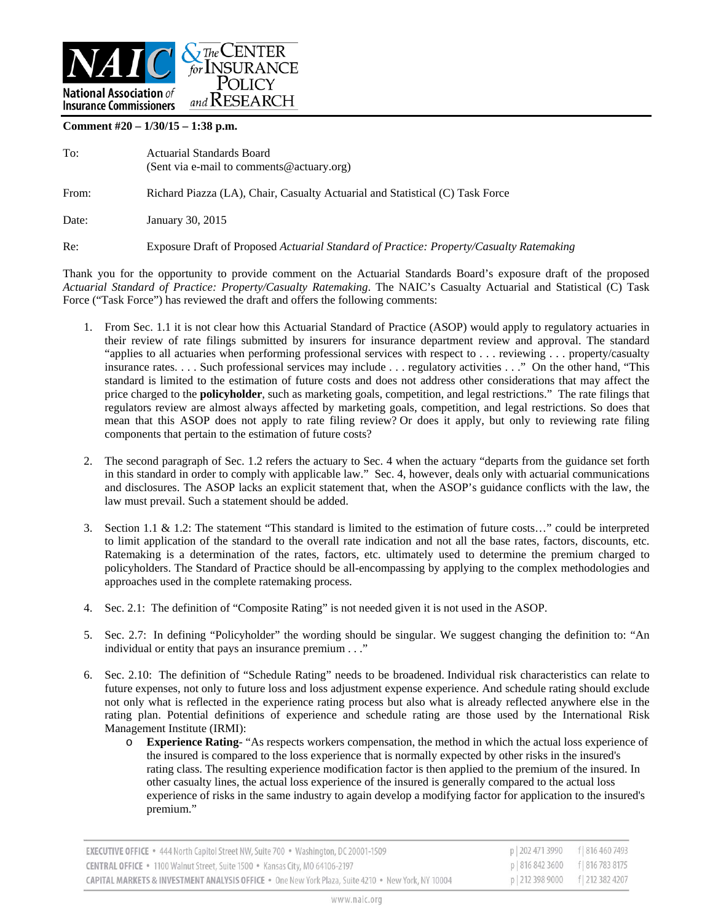**Comment #20 – 1/30/15 – 1:38 p.m.**

| | |
|---|---|
| To: | Actuarial Standards Board<br>(Sent via e-mail to comments@actuary.org) |
| From: | Richard Piazza (LA), Chair, Casualty Actuarial and Statistical (C) Task Force |
| Date: | January 30, 2015 |
| Re: | Exposure Draft of Proposed *Actuarial Standard of Practice: Property/Casualty Ratemaking* |

Thank you for the opportunity to provide comment on the Actuarial Standards Board's exposure draft of the proposed *Actuarial Standard of Practice: Property/Casualty Ratemaking*. The NAIC's Casualty Actuarial and Statistical (C) Task Force ("Task Force") has reviewed the draft and offers the following comments:

1. From Sec. 1.1 it is not clear how this Actuarial Standard of Practice (ASOP) would apply to regulatory actuaries in their review of rate filings submitted by insurers for insurance department review and approval. The standard "applies to all actuaries when performing professional services with respect to . . . reviewing . . . property/casualty insurance rates. . . . Such professional services may include . . . regulatory activities . . ." On the other hand, "This standard is limited to the estimation of future costs and does not address other considerations that may affect the price charged to the **policyholder**, such as marketing goals, competition, and legal restrictions." The rate filings that regulators review are almost always affected by marketing goals, competition, and legal restrictions. So does that mean that this ASOP does not apply to rate filing review? Or does it apply, but only to reviewing rate filing components that pertain to the estimation of future costs?

2. The second paragraph of Sec. 1.2 refers the actuary to Sec. 4 when the actuary "departs from the guidance set forth in this standard in order to comply with applicable law." Sec. 4, however, deals only with actuarial communications and disclosures. The ASOP lacks an explicit statement that, when the ASOP's guidance conflicts with the law, the law must prevail. Such a statement should be added.

3. Section 1.1 & 1.2: The statement "This standard is limited to the estimation of future costs…" could be interpreted to limit application of the standard to the overall rate indication and not all the base rates, factors, discounts, etc. Ratemaking is a determination of the rates, factors, etc. ultimately used to determine the premium charged to policyholders. The Standard of Practice should be all-encompassing by applying to the complex methodologies and approaches used in the complete ratemaking process.

4. Sec. 2.1: The definition of "Composite Rating" is not needed given it is not used in the ASOP.

5. Sec. 2.7: In defining "Policyholder" the wording should be singular. We suggest changing the definition to: "An individual or entity that pays an insurance premium . . ."

6. Sec. 2.10: The definition of "Schedule Rating" needs to be broadened. Individual risk characteristics can relate to future expenses, not only to future loss and loss adjustment expense experience. And schedule rating should exclude not only what is reflected in the experience rating process but also what is already reflected anywhere else in the rating plan. Potential definitions of experience and schedule rating are those used by the International Risk Management Institute (IRMI):
    - **Experience Rating**- "As respects workers compensation, the method in which the actual loss experience of the insured is compared to the loss experience that is normally expected by other risks in the insured's rating class. The resulting experience modification factor is then applied to the premium of the insured. In other casualty lines, the actual loss experience of the insured is generally compared to the actual loss experience of risks in the same industry to again develop a modifying factor for application to the insured's premium."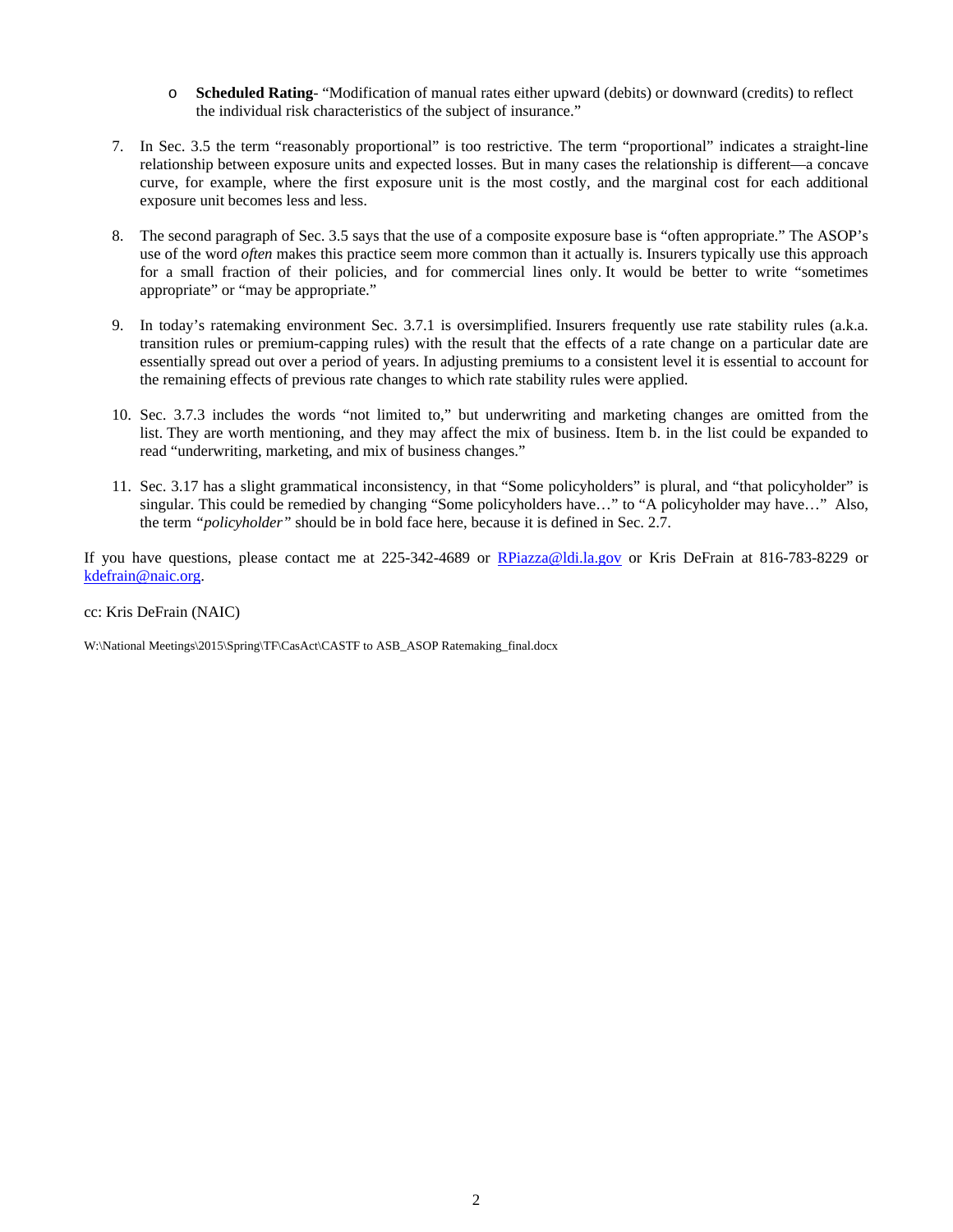- **Scheduled Rating**- "Modification of manual rates either upward (debits) or downward (credits) to reflect the individual risk characteristics of the subject of insurance."

7. In Sec. 3.5 the term "reasonably proportional" is too restrictive. The term "proportional" indicates a straight-line relationship between exposure units and expected losses. But in many cases the relationship is different—a concave curve, for example, where the first exposure unit is the most costly, and the marginal cost for each additional exposure unit becomes less and less.

8. The second paragraph of Sec. 3.5 says that the use of a composite exposure base is "often appropriate." The ASOP's use of the word *often* makes this practice seem more common than it actually is. Insurers typically use this approach for a small fraction of their policies, and for commercial lines only. It would be better to write "sometimes appropriate" or "may be appropriate."

9. In today's ratemaking environment Sec. 3.7.1 is oversimplified. Insurers frequently use rate stability rules (a.k.a. transition rules or premium-capping rules) with the result that the effects of a rate change on a particular date are essentially spread out over a period of years. In adjusting premiums to a consistent level it is essential to account for the remaining effects of previous rate changes to which rate stability rules were applied.

10. Sec. 3.7.3 includes the words "not limited to," but underwriting and marketing changes are omitted from the list. They are worth mentioning, and they may affect the mix of business. Item b. in the list could be expanded to read "underwriting, marketing, and mix of business changes."

11. Sec. 3.17 has a slight grammatical inconsistency, in that "Some policyholders" is plural, and "that policyholder" is singular. This could be remedied by changing "Some policyholders have…" to "A policyholder may have…" Also, the term *"policyholder"* should be in bold face here, because it is defined in Sec. 2.7.

If you have questions, please contact me at 225-342-4689 or RPiazza@ldi.la.gov or Kris DeFrain at 816-783-8229 or kdefrain@naic.org.

cc: Kris DeFrain (NAIC)

W:\National Meetings\2015\Spring\TF\CasAct\CASTF to ASB_ASOP Ratemaking_final.docx